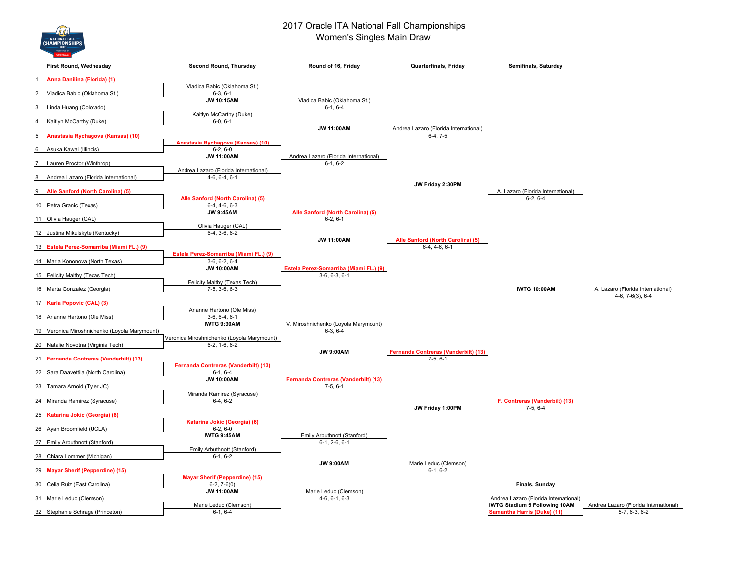# 2017 Oracle ITA National Fall Championships

## Women's Singles Main Draw

### First Round, Wednesday

1. **Anna Danilina (Florida) (1)**
2. Vladica Babic (Oklahoma St.)
3. Linda Huang (Colorado)
4. Kaitlyn McCarthy (Duke)
5. **Anastasia Rychagova (Kansas) (10)**
6. Asuka Kawai (Illinois)
7. Lauren Proctor (Winthrop)
8. Andrea Lazaro (Florida International)
9. **Alle Sanford (North Carolina) (5)**
10. Petra Granic (Texas)
11. Olivia Hauger (CAL)
12. Justina Mikulskyte (Kentucky)
13. **Estela Perez-Somarriba (Miami FL.) (9)**
14. Maria Kononova (North Texas)
15. Felicity Maltby (Texas Tech)
16. Marta Gonzalez (Georgia)
17. **Karla Popovic (CAL) (3)**
18. Arianne Hartono (Ole Miss)
19. Veronica Miroshnichenko (Loyola Marymount)
20. Natalie Novotna (Virginia Tech)
21. **Fernanda Contreras (Vanderbilt) (13)**
22. Sara Daavettila (North Carolina)
23. Tamara Arnold (Tyler JC)
24. Miranda Ramirez (Syracuse)
25. **Katarina Jokic (Georgia) (6)**
26. Ayan Broomfield (UCLA)
27. Emily Arbuthnott (Stanford)
28. Chiara Lommer (Michigan)
29. **Mayar Sherif (Pepperdine) (15)**
30. Celia Ruiz (East Carolina)
31. Marie Leduc (Clemson)
32. Stephanie Schrage (Princeton)

### Second Round, Thursday

| Winner | Score | Time |
| --- | --- | --- |
| Vladica Babic (Oklahoma St.) | 6-3, 6-1 | JW 10:15AM |
| Kaitlyn McCarthy (Duke) | 6-0, 6-1 | |
| **Anastasia Rychagova (Kansas) (10)** | 6-2, 6-0 | JW 11:00AM |
| Andrea Lazaro (Florida International) | 4-6, 6-4, 6-1 | |
| **Alle Sanford (North Carolina) (5)** | 6-4, 4-6, 6-3 | JW 9:45AM |
| Olivia Hauger (CAL) | 6-4, 3-6, 6-2 | |
| **Estela Perez-Somarriba (Miami FL.) (9)** | 3-6, 6-2, 6-4 | JW 10:00AM |
| Felicity Maltby (Texas Tech) | 7-5, 3-6, 6-3 | |
| Arianne Hartono (Ole Miss) | 3-6, 6-4, 6-1 | IWTG 9:30AM |
| Veronica Miroshnichenko (Loyola Marymount) | 6-2, 1-6, 6-2 | |
| **Fernanda Contreras (Vanderbilt) (13)** | 6-1, 6-4 | JW 10:00AM |
| Miranda Ramirez (Syracuse) | 6-4, 6-2 | |
| **Katarina Jokic (Georgia) (6)** | 6-2, 6-0 | IWTG 9:45AM |
| Emily Arbuthnott (Stanford) | 6-1, 6-2 | |
| **Mayar Sherif (Pepperdine) (15)** | 6-2, 7-6(0) | JW 11:00AM |
| Marie Leduc (Clemson) | 6-1, 6-4 | |

### Round of 16, Friday

| Winner | Score | Time |
| --- | --- | --- |
| Vladica Babic (Oklahoma St.) | 6-1, 6-4 | JW 11:00AM |
| Andrea Lazaro (Florida International) | 6-1, 6-2 | |
| **Alle Sanford (North Carolina) (5)** | 6-2, 6-1 | JW 11:00AM |
| **Estela Perez-Somarriba (Miami FL.) (9)** | 3-6, 6-3, 6-1 | |
| V. Miroshnichenko (Loyola Marymount) | 6-3, 6-4 | JW 9:00AM |
| **Fernanda Contreras (Vanderbilt) (13)** | 7-5, 6-1 | |
| Emily Arbuthnott (Stanford) | 6-1, 2-6, 6-1 | JW 9:00AM |
| Marie Leduc (Clemson) | 4-6, 6-1, 6-3 | |

### Quarterfinals, Friday

| Winner | Score | Time |
| --- | --- | --- |
| Andrea Lazaro (Florida International) | 6-4, 7-5 | JW Friday 2:30PM |
| **Alle Sanford (North Carolina) (5)** | 6-4, 4-6, 6-1 | |
| **Fernanda Contreras (Vanderbilt) (13)** | 7-5, 6-1 | JW Friday 1:00PM |
| Marie Leduc (Clemson) | 6-1, 6-2 | |

### Semifinals, Saturday

| Winner | Score | Time |
| --- | --- | --- |
| A. Lazaro (Florida International) | 6-2, 6-4 | IWTG 10:00AM |
| **F. Contreras (Vanderbilt) (13)** | 7-5, 6-4 | |

Winner: A. Lazaro (Florida International) 4-6, 7-6(3), 6-4

### Finals, Sunday

Andrea Lazaro (Florida International)

**IWTG Stadium 5 Following 10AM**

**Samantha Harris (Duke) (11)**

Winner: Andrea Lazaro (Florida International) 5-7, 6-3, 6-2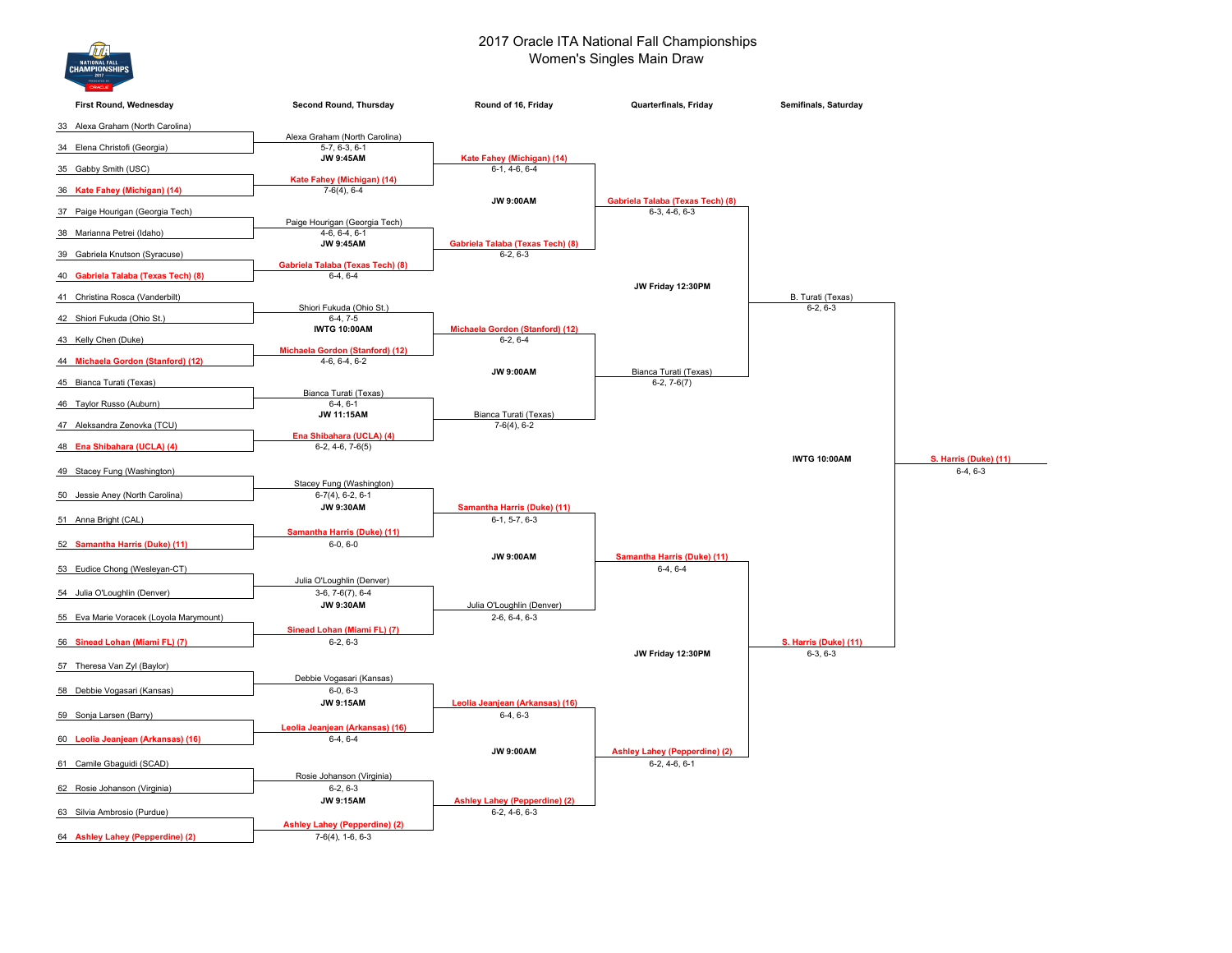# 2017 Oracle ITA National Fall Championships

## Women's Singles Main Draw

### First Round, Wednesday

33 Alexa Graham (North Carolina)
34 Elena Christofi (Georgia)
35 Gabby Smith (USC)
36 **Kate Fahey (Michigan) (14)**
37 Paige Hourigan (Georgia Tech)
38 Marianna Petrei (Idaho)
39 Gabriela Knutson (Syracuse)
40 **Gabriela Talaba (Texas Tech) (8)**
41 Christina Rosca (Vanderbilt)
42 Shiori Fukuda (Ohio St.)
43 Kelly Chen (Duke)
44 **Michaela Gordon (Stanford) (12)**
45 Bianca Turati (Texas)
46 Taylor Russo (Auburn)
47 Aleksandra Zenovka (TCU)
48 **Ena Shibahara (UCLA) (4)**
49 Stacey Fung (Washington)
50 Jessie Aney (North Carolina)
51 Anna Bright (CAL)
52 **Samantha Harris (Duke) (11)**
53 Eudice Chong (Wesleyan-CT)
54 Julia O'Loughlin (Denver)
55 Eva Marie Voracek (Loyola Marymount)
56 **Sinead Lohan (Miami FL) (7)**
57 Theresa Van Zyl (Baylor)
58 Debbie Vogasari (Kansas)
59 Sonja Larsen (Barry)
60 **Leolia Jeanjean (Arkansas) (16)**
61 Camile Gbaguidi (SCAD)
62 Rosie Johanson (Virginia)
63 Silvia Ambrosio (Purdue)
64 **Ashley Lahey (Pepperdine) (2)**

### Second Round, Thursday

Alexa Graham (North Carolina) 5-7, 6-3, 6-1
**JW 9:45AM**
**Kate Fahey (Michigan) (14)** 7-6(4), 6-4

Paige Hourigan (Georgia Tech) 4-6, 6-4, 6-1
**JW 9:45AM**
**Gabriela Talaba (Texas Tech) (8)** 6-4, 6-4

Shiori Fukuda (Ohio St.) 6-4, 7-5
**IWTG 10:00AM**
**Michaela Gordon (Stanford) (12)** 4-6, 6-4, 6-2

Bianca Turati (Texas) 6-4, 6-1
**JW 11:15AM**
**Ena Shibahara (UCLA) (4)** 6-2, 4-6, 7-6(5)

Stacey Fung (Washington) 6-7(4), 6-2, 6-1
**JW 9:30AM**
**Samantha Harris (Duke) (11)** 6-0, 6-0

Julia O'Loughlin (Denver) 3-6, 7-6(7), 6-4
**JW 9:30AM**
**Sinead Lohan (Miami FL) (7)** 6-2, 6-3

Debbie Vogasari (Kansas) 6-0, 6-3
**JW 9:15AM**
**Leolia Jeanjean (Arkansas) (16)** 6-4, 6-4

Rosie Johanson (Virginia) 6-2, 6-3
**JW 9:15AM**
**Ashley Lahey (Pepperdine) (2)** 7-6(4), 1-6, 6-3

### Round of 16, Friday

**Kate Fahey (Michigan) (14)** 6-1, 4-6, 6-4
**JW 9:00AM**
**Gabriela Talaba (Texas Tech) (8)** 6-2, 6-3

**Michaela Gordon (Stanford) (12)** 6-2, 6-4
**JW 9:00AM**
Bianca Turati (Texas) 7-6(4), 6-2

**Samantha Harris (Duke) (11)** 6-1, 5-7, 6-3
**JW 9:00AM**
Julia O'Loughlin (Denver) 2-6, 6-4, 6-3

**Leolia Jeanjean (Arkansas) (16)** 6-4, 6-3
**JW 9:00AM**
**Ashley Lahey (Pepperdine) (2)** 6-2, 4-6, 6-3

### Quarterfinals, Friday

**Gabriela Talaba (Texas Tech) (8)** 6-3, 4-6, 6-3
**JW Friday 12:30PM**
Bianca Turati (Texas) 6-2, 7-6(7)

**Samantha Harris (Duke) (11)** 6-4, 6-4
**JW Friday 12:30PM**
**Ashley Lahey (Pepperdine) (2)** 6-2, 4-6, 6-1

### Semifinals, Saturday

B. Turati (Texas) 6-2, 6-3
**IWTG 10:00AM**
**S. Harris (Duke) (11)** 6-3, 6-3

### Winner

**S. Harris (Duke) (11)** 6-4, 6-3